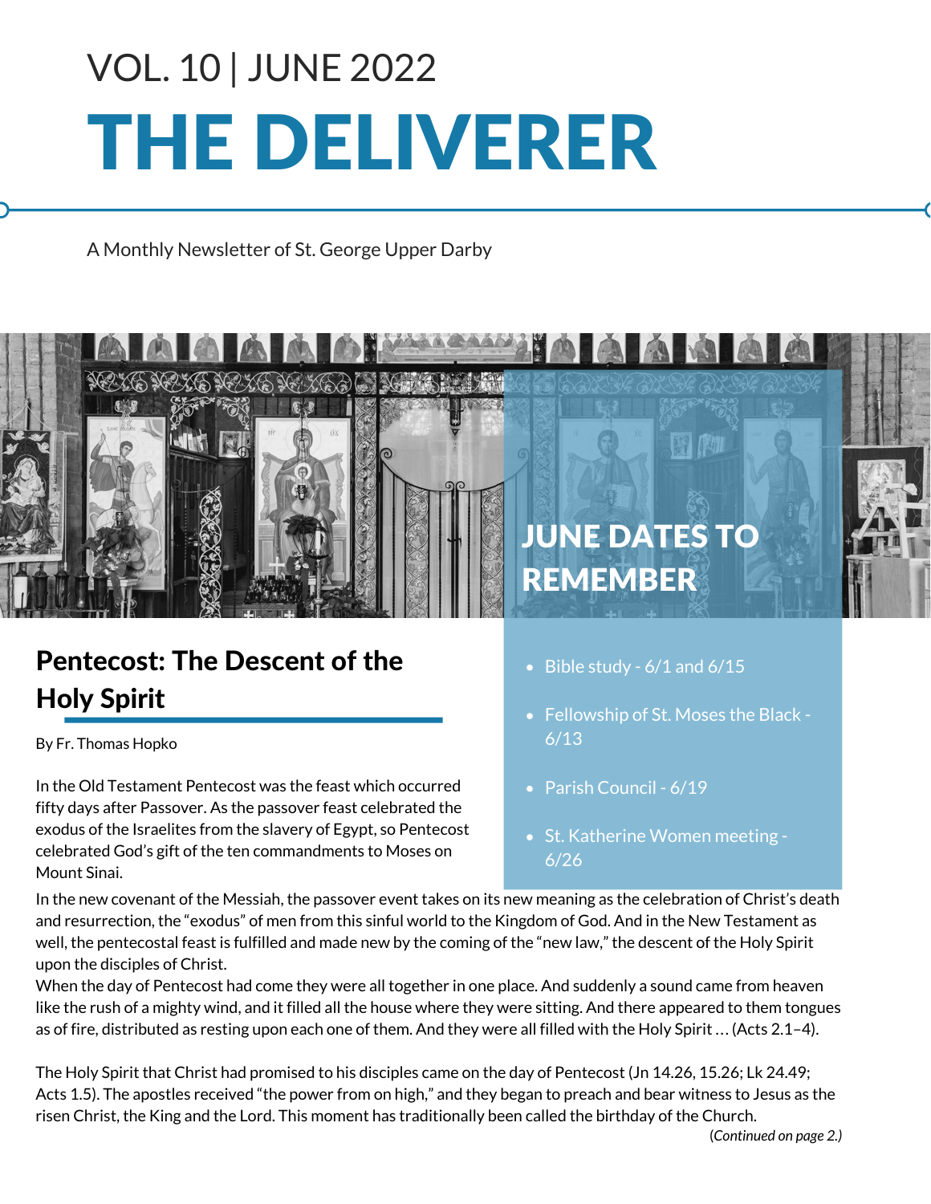VOL. 10 | JUNE 2022

# THE DELIVERER

A Monthly Newsletter of St. George Upper Darby

## JUNE DATES TO REMEMBER

- Bible study - 6/1 and 6/15
- Fellowship of St. Moses the Black - 6/13
- Parish Council - 6/19
- St. Katherine Women meeting - 6/26

## Pentecost: The Descent of the Holy Spirit

By Fr. Thomas Hopko

In the Old Testament Pentecost was the feast which occurred fifty days after Passover. As the passover feast celebrated the exodus of the Israelites from the slavery of Egypt, so Pentecost celebrated God's gift of the ten commandments to Moses on Mount Sinai.

In the new covenant of the Messiah, the passover event takes on its new meaning as the celebration of Christ's death and resurrection, the "exodus" of men from this sinful world to the Kingdom of God. And in the New Testament as well, the pentecostal feast is fulfilled and made new by the coming of the "new law," the descent of the Holy Spirit upon the disciples of Christ.

When the day of Pentecost had come they were all together in one place. And suddenly a sound came from heaven like the rush of a mighty wind, and it filled all the house where they were sitting. And there appeared to them tongues as of fire, distributed as resting upon each one of them. And they were all filled with the Holy Spirit … (Acts 2.1–4).

The Holy Spirit that Christ had promised to his disciples came on the day of Pentecost (Jn 14.26, 15.26; Lk 24.49; Acts 1.5). The apostles received "the power from on high," and they began to preach and bear witness to Jesus as the risen Christ, the King and the Lord. This moment has traditionally been called the birthday of the Church.

*(Continued on page 2.)*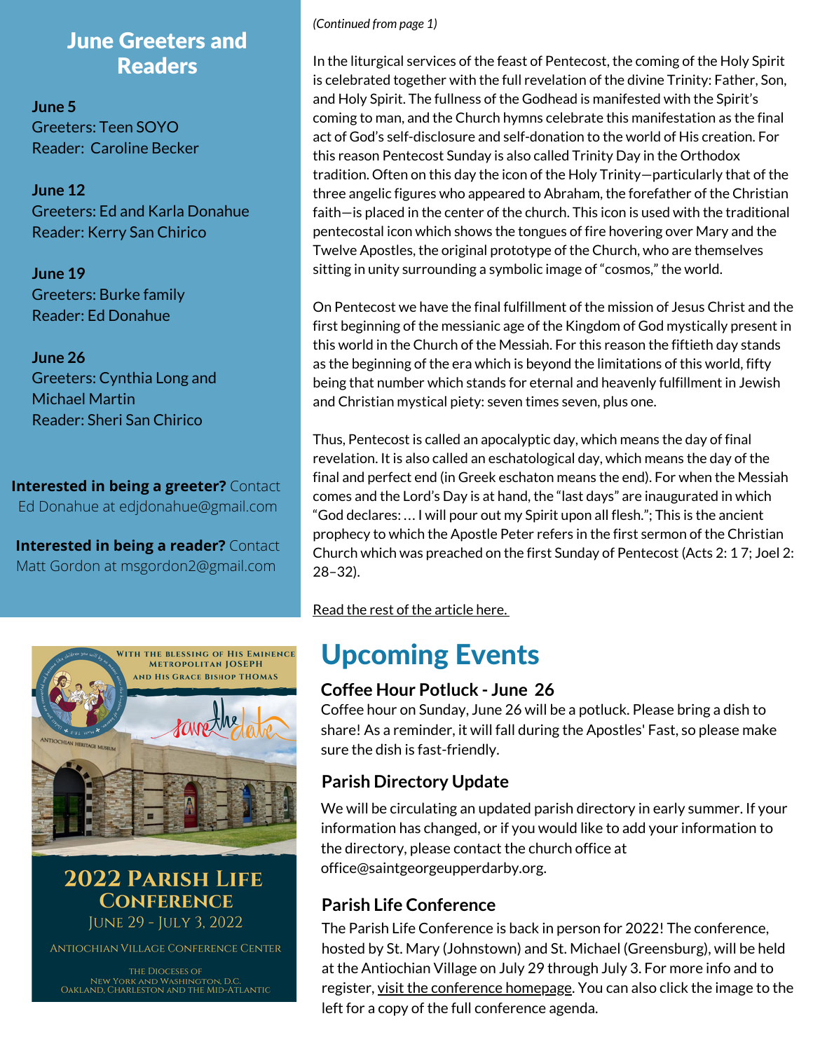## June Greeters and Readers

**June 5**
Greeters: Teen SOYO
Reader: Caroline Becker

**June 12**
Greeters: Ed and Karla Donahue
Reader: Kerry San Chirico

**June 19**
Greeters: Burke family
Reader: Ed Donahue

**June 26**
Greeters: Cynthia Long and Michael Martin
Reader: Sheri San Chirico

**Interested in being a greeter?** Contact Ed Donahue at edjdonahue@gmail.com

**Interested in being a reader?** Contact Matt Gordon at msgordon2@gmail.com

WITH THE BLESSING OF HIS EMINENCE METROPOLITAN JOSEPH AND HIS GRACE BISHOP THOMAS

save the date

2022 PARISH LIFE CONFERENCE

JUNE 29 - JULY 3, 2022

ANTIOCHIAN VILLAGE CONFERENCE CENTER

THE DIOCESES OF NEW YORK AND WASHINGTON, D.C. OAKLAND, CHARLESTON AND THE MID-ATLANTIC

*(Continued from page 1)*

In the liturgical services of the feast of Pentecost, the coming of the Holy Spirit is celebrated together with the full revelation of the divine Trinity: Father, Son, and Holy Spirit. The fullness of the Godhead is manifested with the Spirit's coming to man, and the Church hymns celebrate this manifestation as the final act of God's self-disclosure and self-donation to the world of His creation. For this reason Pentecost Sunday is also called Trinity Day in the Orthodox tradition. Often on this day the icon of the Holy Trinity—particularly that of the three angelic figures who appeared to Abraham, the forefather of the Christian faith—is placed in the center of the church. This icon is used with the traditional pentecostal icon which shows the tongues of fire hovering over Mary and the Twelve Apostles, the original prototype of the Church, who are themselves sitting in unity surrounding a symbolic image of "cosmos," the world.

On Pentecost we have the final fulfillment of the mission of Jesus Christ and the first beginning of the messianic age of the Kingdom of God mystically present in this world in the Church of the Messiah. For this reason the fiftieth day stands as the beginning of the era which is beyond the limitations of this world, fifty being that number which stands for eternal and heavenly fulfillment in Jewish and Christian mystical piety: seven times seven, plus one.

Thus, Pentecost is called an apocalyptic day, which means the day of final revelation. It is also called an eschatological day, which means the day of the final and perfect end (in Greek eschaton means the end). For when the Messiah comes and the Lord's Day is at hand, the "last days" are inaugurated in which "God declares: … I will pour out my Spirit upon all flesh."; This is the ancient prophecy to which the Apostle Peter refers in the first sermon of the Christian Church which was preached on the first Sunday of Pentecost (Acts 2: 1 7; Joel 2: 28–32).

Read the rest of the article here.

# Upcoming Events

### Coffee Hour Potluck - June 26

Coffee hour on Sunday, June 26 will be a potluck. Please bring a dish to share! As a reminder, it will fall during the Apostles' Fast, so please make sure the dish is fast-friendly.

### Parish Directory Update

We will be circulating an updated parish directory in early summer. If your information has changed, or if you would like to add your information to the directory, please contact the church office at office@saintgeorgeupperdarby.org.

### Parish Life Conference

The Parish Life Conference is back in person for 2022! The conference, hosted by St. Mary (Johnstown) and St. Michael (Greensburg), will be held at the Antiochian Village on July 29 through July 3. For more info and to register, visit the conference homepage. You can also click the image to the left for a copy of the full conference agenda.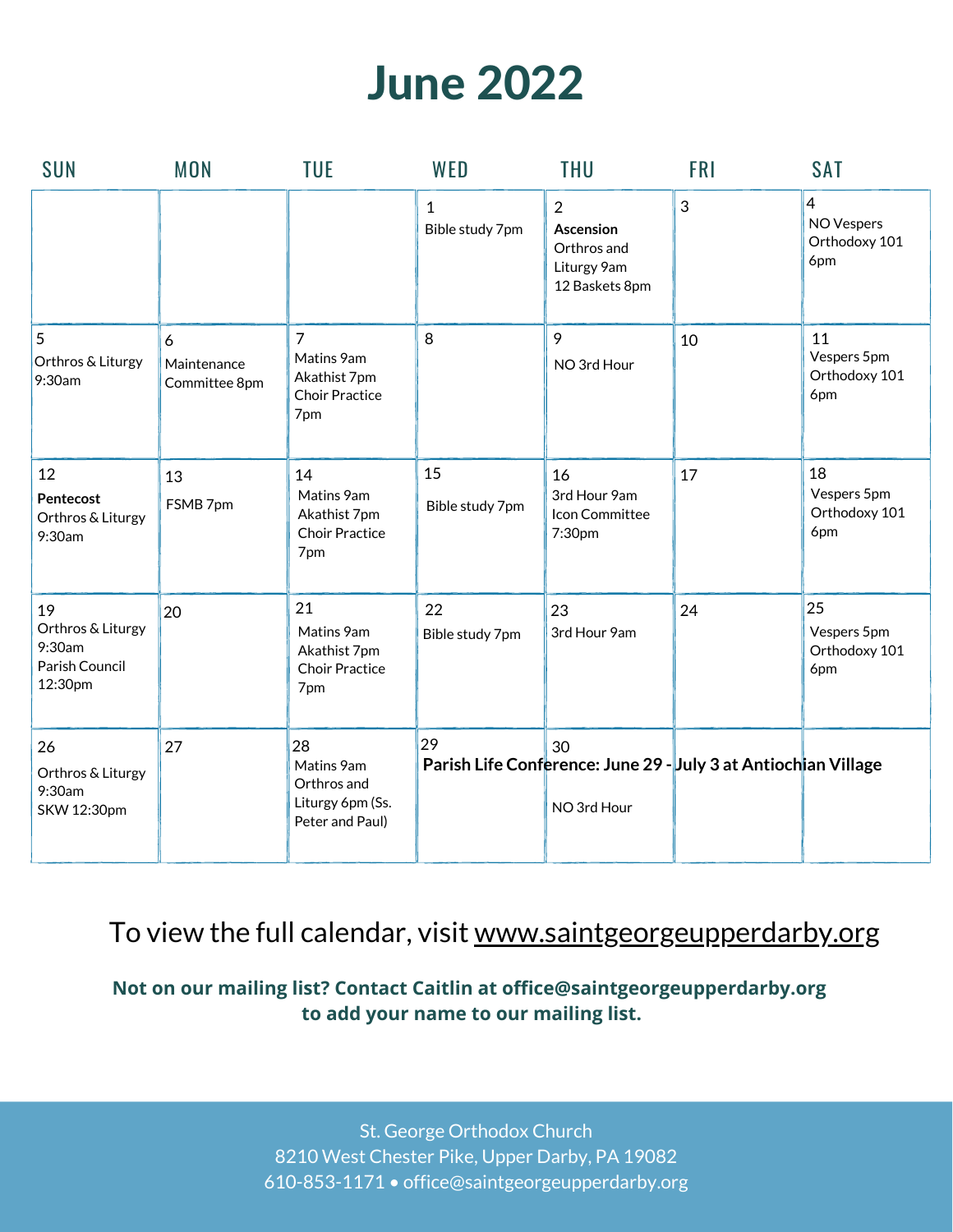# June 2022

| SUN | MON | TUE | WED | THU | FRI | SAT |
|---|---|---|---|---|---|---|
| | | | 1 Bible study 7pm | 2 **Ascension** Orthros and Liturgy 9am 12 Baskets 8pm | 3 | 4 NO Vespers Orthodoxy 101 6pm |
| 5 Orthros & Liturgy 9:30am | 6 Maintenance Committee 8pm | 7 Matins 9am Akathist 7pm Choir Practice 7pm | 8 | 9 NO 3rd Hour | 10 | 11 Vespers 5pm Orthodoxy 101 6pm |
| 12 **Pentecost** Orthros & Liturgy 9:30am | 13 FSMB 7pm | 14 Matins 9am Akathist 7pm Choir Practice 7pm | 15 Bible study 7pm | 16 3rd Hour 9am Icon Committee 7:30pm | 17 | 18 Vespers 5pm Orthodoxy 101 6pm |
| 19 Orthros & Liturgy 9:30am Parish Council 12:30pm | 20 | 21 Matins 9am Akathist 7pm Choir Practice 7pm | 22 Bible study 7pm | 23 3rd Hour 9am | 24 | 25 Vespers 5pm Orthodoxy 101 6pm |
| 26 Orthros & Liturgy 9:30am SKW 12:30pm | 27 | 28 Matins 9am Orthros and Liturgy 6pm (Ss. Peter and Paul) | 29 **Parish Life Conference: June 29 - July 3 at Antiochian Village** | 30 NO 3rd Hour | | |

To view the full calendar, visit www.saintgeorgeupperdarby.org

**Not on our mailing list? Contact Caitlin at office@saintgeorgeupperdarby.org to add your name to our mailing list.**

St. George Orthodox Church
8210 West Chester Pike, Upper Darby, PA 19082
610-853-1171 • office@saintgeorgeupperdarby.org